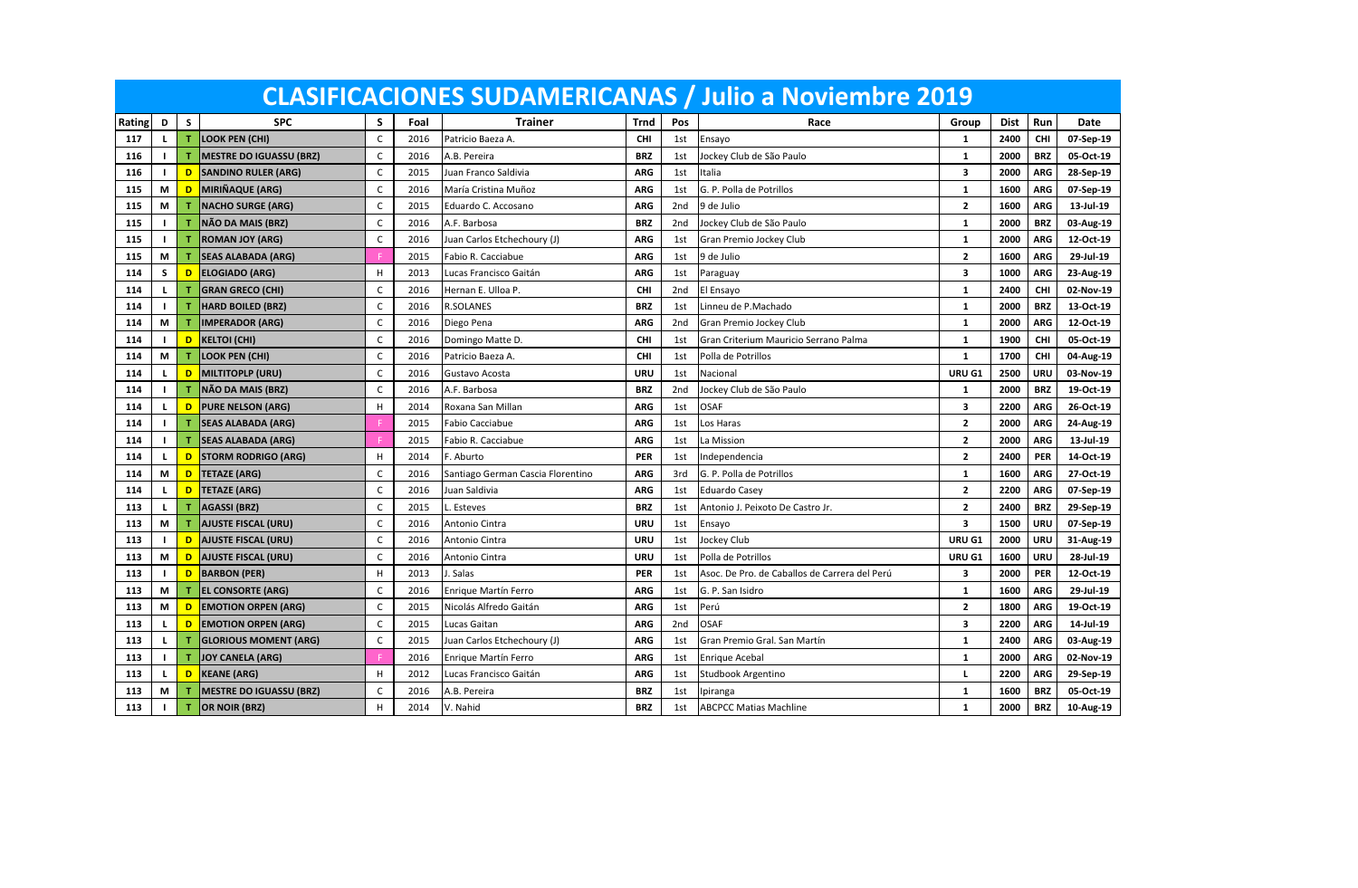# CLASIFICACIONES SUDAMERICANAS / Julio a Noviembre 2019

| Rating | D | S | SPC | S | Foal | Trainer | Trnd | Pos | Race | Group | Dist | Run | Date |
|---|---|---|---|---|---|---|---|---|---|---|---|---|---|
| 117 | L | T | LOOK PEN (CHI) | C | 2016 | Patricio Baeza A. | CHI | 1st | Ensayo | 1 | 2400 | CHI | 07-Sep-19 |
| 116 | I | T | MESTRE DO IGUASSU (BRZ) | C | 2016 | A.B. Pereira | BRZ | 1st | Jockey Club de São Paulo | 1 | 2000 | BRZ | 05-Oct-19 |
| 116 | I | D | SANDINO RULER (ARG) | C | 2015 | Juan Franco Saldivia | ARG | 1st | Italia | 3 | 2000 | ARG | 28-Sep-19 |
| 115 | M | D | MIRIÑAQUE (ARG) | C | 2016 | María Cristina Muñoz | ARG | 1st | G. P. Polla de Potrillos | 1 | 1600 | ARG | 07-Sep-19 |
| 115 | M | T | NACHO SURGE (ARG) | C | 2015 | Eduardo C. Accosano | ARG | 2nd | 9 de Julio | 2 | 1600 | ARG | 13-Jul-19 |
| 115 | I | T | NÃO DA MAIS (BRZ) | C | 2016 | A.F. Barbosa | BRZ | 2nd | Jockey Club de São Paulo | 1 | 2000 | BRZ | 03-Aug-19 |
| 115 | I | T | ROMAN JOY (ARG) | C | 2016 | Juan Carlos Etchechoury (J) | ARG | 1st | Gran Premio Jockey Club | 1 | 2000 | ARG | 12-Oct-19 |
| 115 | M | T | SEAS ALABADA (ARG) | F | 2015 | Fabio R. Cacciabue | ARG | 1st | 9 de Julio | 2 | 1600 | ARG | 29-Jul-19 |
| 114 | S | D | ELOGIADO (ARG) | H | 2013 | Lucas Francisco Gaitán | ARG | 1st | Paraguay | 3 | 1000 | ARG | 23-Aug-19 |
| 114 | L | T | GRAN GRECO (CHI) | C | 2016 | Hernan E. Ulloa P. | CHI | 2nd | El Ensayo | 1 | 2400 | CHI | 02-Nov-19 |
| 114 | I | T | HARD BOILED (BRZ) | C | 2016 | R.SOLANES | BRZ | 1st | Linneu de P.Machado | 1 | 2000 | BRZ | 13-Oct-19 |
| 114 | M | T | IMPERADOR (ARG) | C | 2016 | Diego Pena | ARG | 2nd | Gran Premio Jockey Club | 1 | 2000 | ARG | 12-Oct-19 |
| 114 | I | D | KELTOI (CHI) | C | 2016 | Domingo Matte D. | CHI | 1st | Gran Criterium Mauricio Serrano Palma | 1 | 1900 | CHI | 05-Oct-19 |
| 114 | M | T | LOOK PEN (CHI) | C | 2016 | Patricio Baeza A. | CHI | 1st | Polla de Potrillos | 1 | 1700 | CHI | 04-Aug-19 |
| 114 | L | D | MILTITOPLP (URU) | C | 2016 | Gustavo Acosta | URU | 1st | Nacional | URU G1 | 2500 | URU | 03-Nov-19 |
| 114 | I | T | NÃO DA MAIS (BRZ) | C | 2016 | A.F. Barbosa | BRZ | 2nd | Jockey Club de São Paulo | 1 | 2000 | BRZ | 19-Oct-19 |
| 114 | L | D | PURE NELSON (ARG) | H | 2014 | Roxana San Millan | ARG | 1st | OSAF | 3 | 2200 | ARG | 26-Oct-19 |
| 114 | I | T | SEAS ALABADA (ARG) | F | 2015 | Fabio Cacciabue | ARG | 1st | Los Haras | 2 | 2000 | ARG | 24-Aug-19 |
| 114 | I | T | SEAS ALABADA (ARG) | F | 2015 | Fabio R. Cacciabue | ARG | 1st | La Mission | 2 | 2000 | ARG | 13-Jul-19 |
| 114 | L | D | STORM RODRIGO (ARG) | H | 2014 | F. Aburto | PER | 1st | Independencia | 2 | 2400 | PER | 14-Oct-19 |
| 114 | M | D | TETAZE (ARG) | C | 2016 | Santiago German Cascia Florentino | ARG | 3rd | G. P. Polla de Potrillos | 1 | 1600 | ARG | 27-Oct-19 |
| 114 | L | D | TETAZE (ARG) | C | 2016 | Juan Saldivia | ARG | 1st | Eduardo Casey | 2 | 2200 | ARG | 07-Sep-19 |
| 113 | L | T | AGASSI (BRZ) | C | 2015 | L. Esteves | BRZ | 1st | Antonio J. Peixoto De Castro Jr. | 2 | 2400 | BRZ | 29-Sep-19 |
| 113 | M | T | AJUSTE FISCAL (URU) | C | 2016 | Antonio Cintra | URU | 1st | Ensayo | 3 | 1500 | URU | 07-Sep-19 |
| 113 | I | D | AJUSTE FISCAL (URU) | C | 2016 | Antonio Cintra | URU | 1st | Jockey Club | URU G1 | 2000 | URU | 31-Aug-19 |
| 113 | M | D | AJUSTE FISCAL (URU) | C | 2016 | Antonio Cintra | URU | 1st | Polla de Potrillos | URU G1 | 1600 | URU | 28-Jul-19 |
| 113 | I | D | BARBON (PER) | H | 2013 | J. Salas | PER | 1st | Asoc. De Pro. de Caballos de Carrera del Perú | 3 | 2000 | PER | 12-Oct-19 |
| 113 | M | T | EL CONSORTE (ARG) | C | 2016 | Enrique Martín Ferro | ARG | 1st | G. P. San Isidro | 1 | 1600 | ARG | 29-Jul-19 |
| 113 | M | D | EMOTION ORPEN (ARG) | C | 2015 | Nicolás Alfredo Gaitán | ARG | 1st | Perú | 2 | 1800 | ARG | 19-Oct-19 |
| 113 | L | D | EMOTION ORPEN (ARG) | C | 2015 | Lucas Gaitan | ARG | 2nd | OSAF | 3 | 2200 | ARG | 14-Jul-19 |
| 113 | L | T | GLORIOUS MOMENT (ARG) | C | 2015 | Juan Carlos Etchechoury (J) | ARG | 1st | Gran Premio Gral. San Martín | 1 | 2400 | ARG | 03-Aug-19 |
| 113 | I | T | JOY CANELA (ARG) | F | 2016 | Enrique Martín Ferro | ARG | 1st | Enrique Acebal | 1 | 2000 | ARG | 02-Nov-19 |
| 113 | L | D | KEANE (ARG) | H | 2012 | Lucas Francisco Gaitán | ARG | 1st | Studbook Argentino | L | 2200 | ARG | 29-Sep-19 |
| 113 | M | T | MESTRE DO IGUASSU (BRZ) | C | 2016 | A.B. Pereira | BRZ | 1st | Ipiranga | 1 | 1600 | BRZ | 05-Oct-19 |
| 113 | I | T | OR NOIR (BRZ) | H | 2014 | V. Nahid | BRZ | 1st | ABCPCC Matias Machline | 1 | 2000 | BRZ | 10-Aug-19 |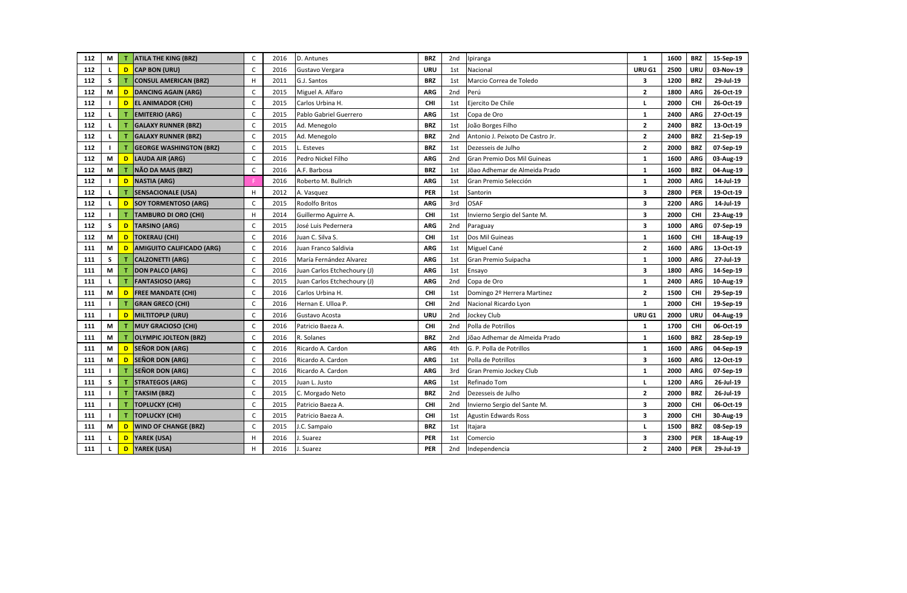| 112 | M | T | ATILA THE KING (BRZ) | C | 2016 | D. Antunes | BRZ | 2nd | Ipiranga | 1 | 1600 | BRZ | 15-Sep-19 |
|---|---|---|---|---|---|---|---|---|---|---|---|---|---|
| 112 | L | D | CAP BON (URU) | C | 2016 | Gustavo Vergara | URU | 1st | Nacional | URU G1 | 2500 | URU | 03-Nov-19 |
| 112 | S | T | CONSUL AMERICAN (BRZ) | H | 2011 | G.J. Santos | BRZ | 1st | Marcio Correa de Toledo | 3 | 1200 | BRZ | 29-Jul-19 |
| 112 | M | D | DANCING AGAIN (ARG) | C | 2015 | Miguel A. Alfaro | ARG | 2nd | Perú | 2 | 1800 | ARG | 26-Oct-19 |
| 112 | I | D | EL ANIMADOR (CHI) | C | 2015 | Carlos Urbina H. | CHI | 1st | Ejercito De Chile | L | 2000 | CHI | 26-Oct-19 |
| 112 | L | T | EMITERIO (ARG) | C | 2015 | Pablo Gabriel Guerrero | ARG | 1st | Copa de Oro | 1 | 2400 | ARG | 27-Oct-19 |
| 112 | L | T | GALAXY RUNNER (BRZ) | C | 2015 | Ad. Menegolo | BRZ | 1st | João Borges Filho | 2 | 2400 | BRZ | 13-Oct-19 |
| 112 | L | T | GALAXY RUNNER (BRZ) | C | 2015 | Ad. Menegolo | BRZ | 2nd | Antonio J. Peixoto De Castro Jr. | 2 | 2400 | BRZ | 21-Sep-19 |
| 112 | I | T | GEORGE WASHINGTON (BRZ) | C | 2015 | L. Esteves | BRZ | 1st | Dezesseis de Julho | 2 | 2000 | BRZ | 07-Sep-19 |
| 112 | M | D | LAUDA AIR (ARG) | C | 2016 | Pedro Nickel Filho | ARG | 2nd | Gran Premio Dos Mil Guineas | 1 | 1600 | ARG | 03-Aug-19 |
| 112 | M | T | NÃO DA MAIS (BRZ) | C | 2016 | A.F. Barbosa | BRZ | 1st | Jõao Adhemar de Almeida Prado | 1 | 1600 | BRZ | 04-Aug-19 |
| 112 | I | D | NASTIA (ARG) | F | 2016 | Roberto M. Bullrich | ARG | 1st | Gran Premio Selección | 1 | 2000 | ARG | 14-Jul-19 |
| 112 | L | T | SENSACIONALE (USA) | H | 2012 | A. Vasquez | PER | 1st | Santorin | 3 | 2800 | PER | 19-Oct-19 |
| 112 | L | D | SOY TORMENTOSO (ARG) | C | 2015 | Rodolfo Britos | ARG | 3rd | OSAF | 3 | 2200 | ARG | 14-Jul-19 |
| 112 | I | T | TAMBURO DI ORO (CHI) | H | 2014 | Guillermo Aguirre A. | CHI | 1st | Invierno Sergio del Sante M. | 3 | 2000 | CHI | 23-Aug-19 |
| 112 | S | D | TARSINO (ARG) | C | 2015 | José Luis Pedernera | ARG | 2nd | Paraguay | 3 | 1000 | ARG | 07-Sep-19 |
| 112 | M | D | TOKERAU (CHI) | C | 2016 | Juan C. Silva S. | CHI | 1st | Dos Mil Guineas | 1 | 1600 | CHI | 18-Aug-19 |
| 111 | M | D | AMIGUITO CALIFICADO (ARG) | C | 2016 | Juan Franco Saldivia | ARG | 1st | Miguel Cané | 2 | 1600 | ARG | 13-Oct-19 |
| 111 | S | T | CALZONETTI (ARG) | C | 2016 | María Fernández Alvarez | ARG | 1st | Gran Premio Suipacha | 1 | 1000 | ARG | 27-Jul-19 |
| 111 | M | T | DON PALCO (ARG) | C | 2016 | Juan Carlos Etchechoury (J) | ARG | 1st | Ensayo | 3 | 1800 | ARG | 14-Sep-19 |
| 111 | L | T | FANTASIOSO (ARG) | C | 2015 | Juan Carlos Etchechoury (J) | ARG | 2nd | Copa de Oro | 1 | 2400 | ARG | 10-Aug-19 |
| 111 | M | D | FREE MANDATE (CHI) | C | 2016 | Carlos Urbina H. | CHI | 1st | Domingo 2º Herrera Martinez | 2 | 1500 | CHI | 29-Sep-19 |
| 111 | I | T | GRAN GRECO (CHI) | C | 2016 | Hernan E. Ulloa P. | CHI | 2nd | Nacional Ricardo Lyon | 1 | 2000 | CHI | 19-Sep-19 |
| 111 | I | D | MILTITOPLP (URU) | C | 2016 | Gustavo Acosta | URU | 2nd | Jockey Club | URU G1 | 2000 | URU | 04-Aug-19 |
| 111 | M | T | MUY GRACIOSO (CHI) | C | 2016 | Patricio Baeza A. | CHI | 2nd | Polla de Potrillos | 1 | 1700 | CHI | 06-Oct-19 |
| 111 | M | T | OLYMPIC JOLTEON (BRZ) | C | 2016 | R. Solanes | BRZ | 2nd | Jõao Adhemar de Almeida Prado | 1 | 1600 | BRZ | 28-Sep-19 |
| 111 | M | D | SEÑOR DON (ARG) | C | 2016 | Ricardo A. Cardon | ARG | 4th | G. P. Polla de Potrillos | 1 | 1600 | ARG | 04-Sep-19 |
| 111 | M | D | SEÑOR DON (ARG) | C | 2016 | Ricardo A. Cardon | ARG | 1st | Polla de Potrillos | 3 | 1600 | ARG | 12-Oct-19 |
| 111 | I | T | SEÑOR DON (ARG) | C | 2016 | Ricardo A. Cardon | ARG | 3rd | Gran Premio Jockey Club | 1 | 2000 | ARG | 07-Sep-19 |
| 111 | S | T | STRATEGOS (ARG) | C | 2015 | Juan L. Justo | ARG | 1st | Refinado Tom | L | 1200 | ARG | 26-Jul-19 |
| 111 | I | T | TAKSIM (BRZ) | C | 2015 | C. Morgado Neto | BRZ | 2nd | Dezesseis de Julho | 2 | 2000 | BRZ | 26-Jul-19 |
| 111 | I | T | TOPLUCKY (CHI) | C | 2015 | Patricio Baeza A. | CHI | 2nd | Invierno Sergio del Sante M. | 3 | 2000 | CHI | 06-Oct-19 |
| 111 | I | T | TOPLUCKY (CHI) | C | 2015 | Patricio Baeza A. | CHI | 1st | Agustin Edwards Ross | 3 | 2000 | CHI | 30-Aug-19 |
| 111 | M | D | WIND OF CHANGE (BRZ) | C | 2015 | J.C. Sampaio | BRZ | 1st | Itajara | L | 1500 | BRZ | 08-Sep-19 |
| 111 | L | D | YAREK (USA) | H | 2016 | J. Suarez | PER | 1st | Comercio | 3 | 2300 | PER | 18-Aug-19 |
| 111 | L | D | YAREK (USA) | H | 2016 | J. Suarez | PER | 2nd | Independencia | 2 | 2400 | PER | 29-Jul-19 |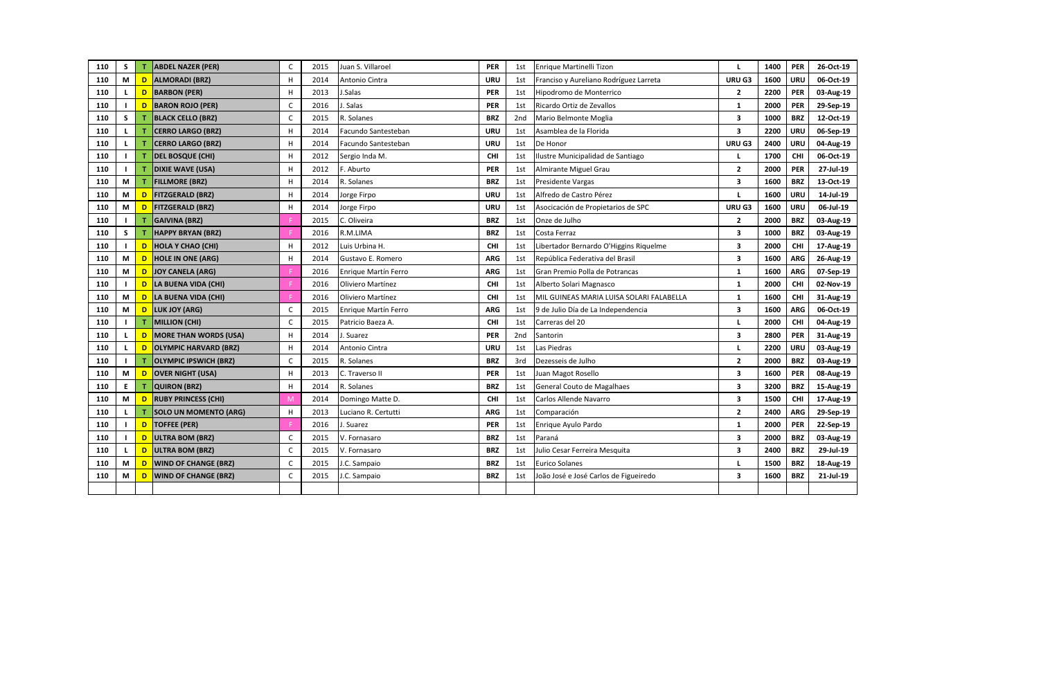| | | | | | | | | | | | | | | |
|---|---|---|---|---|---|---|---|---|---|---|---|---|---|---|
| 110 | S | T | ABDEL NAZER (PER) | C | 2015 | Juan S. Villaroel | PER | 1st | Enrique Martinelli Tizon | L | 1400 | PER | 26-Oct-19 |
| 110 | M | D | ALMORADI (BRZ) | H | 2014 | Antonio Cintra | URU | 1st | Franciso y Aureliano Rodríguez Larreta | URU G3 | 1600 | URU | 06-Oct-19 |
| 110 | L | D | BARBON (PER) | H | 2013 | J.Salas | PER | 1st | Hipodromo de Monterrico | 2 | 2200 | PER | 03-Aug-19 |
| 110 | I | D | BARON ROJO (PER) | C | 2016 | J. Salas | PER | 1st | Ricardo Ortiz de Zevallos | 1 | 2000 | PER | 29-Sep-19 |
| 110 | S | T | BLACK CELLO (BRZ) | C | 2015 | R. Solanes | BRZ | 2nd | Mario Belmonte Moglia | 3 | 1000 | BRZ | 12-Oct-19 |
| 110 | L | T | CERRO LARGO (BRZ) | H | 2014 | Facundo Santesteban | URU | 1st | Asamblea de la Florida | 3 | 2200 | URU | 06-Sep-19 |
| 110 | L | T | CERRO LARGO (BRZ) | H | 2014 | Facundo Santesteban | URU | 1st | De Honor | URU G3 | 2400 | URU | 04-Aug-19 |
| 110 | I | T | DEL BOSQUE (CHI) | H | 2012 | Sergio Inda M. | CHI | 1st | Ilustre Municipalidad de Santiago | L | 1700 | CHI | 06-Oct-19 |
| 110 | I | T | DIXIE WAVE (USA) | H | 2012 | F. Aburto | PER | 1st | Almirante Miguel Grau | 2 | 2000 | PER | 27-Jul-19 |
| 110 | M | T | FILLMORE (BRZ) | H | 2014 | R. Solanes | BRZ | 1st | Presidente Vargas | 3 | 1600 | BRZ | 13-Oct-19 |
| 110 | M | D | FITZGERALD (BRZ) | H | 2014 | Jorge Firpo | URU | 1st | Alfredo de Castro Pérez | L | 1600 | URU | 14-Jul-19 |
| 110 | M | D | FITZGERALD (BRZ) | H | 2014 | Jorge Firpo | URU | 1st | Asocicación de Propietarios de SPC | URU G3 | 1600 | URU | 06-Jul-19 |
| 110 | I | T | GAIVINA (BRZ) | F | 2015 | C. Oliveira | BRZ | 1st | Onze de Julho | 2 | 2000 | BRZ | 03-Aug-19 |
| 110 | S | T | HAPPY BRYAN (BRZ) | F | 2016 | R.M.LIMA | BRZ | 1st | Costa Ferraz | 3 | 1000 | BRZ | 03-Aug-19 |
| 110 | I | D | HOLA Y CHAO (CHI) | H | 2012 | Luis Urbina H. | CHI | 1st | Libertador Bernardo O'Higgins Riquelme | 3 | 2000 | CHI | 17-Aug-19 |
| 110 | M | D | HOLE IN ONE (ARG) | H | 2014 | Gustavo E. Romero | ARG | 1st | República Federativa del Brasil | 3 | 1600 | ARG | 26-Aug-19 |
| 110 | M | D | JOY CANELA (ARG) | F | 2016 | Enrique Martín Ferro | ARG | 1st | Gran Premio Polla de Potrancas | 1 | 1600 | ARG | 07-Sep-19 |
| 110 | I | D | LA BUENA VIDA (CHI) | F | 2016 | Oliviero Martínez | CHI | 1st | Alberto Solari Magnasco | 1 | 2000 | CHI | 02-Nov-19 |
| 110 | M | D | LA BUENA VIDA (CHI) | F | 2016 | Oliviero Martínez | CHI | 1st | MIL GUINEAS MARIA LUISA SOLARI FALABELLA | 1 | 1600 | CHI | 31-Aug-19 |
| 110 | M | D | LUK JOY (ARG) | C | 2015 | Enrique Martín Ferro | ARG | 1st | 9 de Julio Día de La Independencia | 3 | 1600 | ARG | 06-Oct-19 |
| 110 | I | T | MILLION (CHI) | C | 2015 | Patricio Baeza A. | CHI | 1st | Carreras del 20 | L | 2000 | CHI | 04-Aug-19 |
| 110 | L | D | MORE THAN WORDS (USA) | H | 2014 | J. Suarez | PER | 2nd | Santorin | 3 | 2800 | PER | 31-Aug-19 |
| 110 | L | D | OLYMPIC HARVARD (BRZ) | H | 2014 | Antonio Cintra | URU | 1st | Las Piedras | L | 2200 | URU | 03-Aug-19 |
| 110 | I | T | OLYMPIC IPSWICH (BRZ) | C | 2015 | R. Solanes | BRZ | 3rd | Dezesseis de Julho | 2 | 2000 | BRZ | 03-Aug-19 |
| 110 | M | D | OVER NIGHT (USA) | H | 2013 | C. Traverso II | PER | 1st | Juan Magot Rosello | 3 | 1600 | PER | 08-Aug-19 |
| 110 | E | T | QUIRON (BRZ) | H | 2014 | R. Solanes | BRZ | 1st | General Couto de Magalhaes | 3 | 3200 | BRZ | 15-Aug-19 |
| 110 | M | D | RUBY PRINCESS (CHI) | M | 2014 | Domingo Matte D. | CHI | 1st | Carlos Allende Navarro | 3 | 1500 | CHI | 17-Aug-19 |
| 110 | L | T | SOLO UN MOMENTO (ARG) | H | 2013 | Luciano R. Certutti | ARG | 1st | Comparación | 2 | 2400 | ARG | 29-Sep-19 |
| 110 | I | D | TOFFEE (PER) | F | 2016 | J. Suarez | PER | 1st | Enrique Ayulo Pardo | 1 | 2000 | PER | 22-Sep-19 |
| 110 | I | D | ULTRA BOM (BRZ) | C | 2015 | V. Fornasaro | BRZ | 1st | Paraná | 3 | 2000 | BRZ | 03-Aug-19 |
| 110 | L | D | ULTRA BOM (BRZ) | C | 2015 | V. Fornasaro | BRZ | 1st | Julio Cesar Ferreira Mesquita | 3 | 2400 | BRZ | 29-Jul-19 |
| 110 | M | D | WIND OF CHANGE (BRZ) | C | 2015 | J.C. Sampaio | BRZ | 1st | Eurico Solanes | L | 1500 | BRZ | 18-Aug-19 |
| 110 | M | D | WIND OF CHANGE (BRZ) | C | 2015 | J.C. Sampaio | BRZ | 1st | João José e José Carlos de Figueiredo | 3 | 1600 | BRZ | 21-Jul-19 |